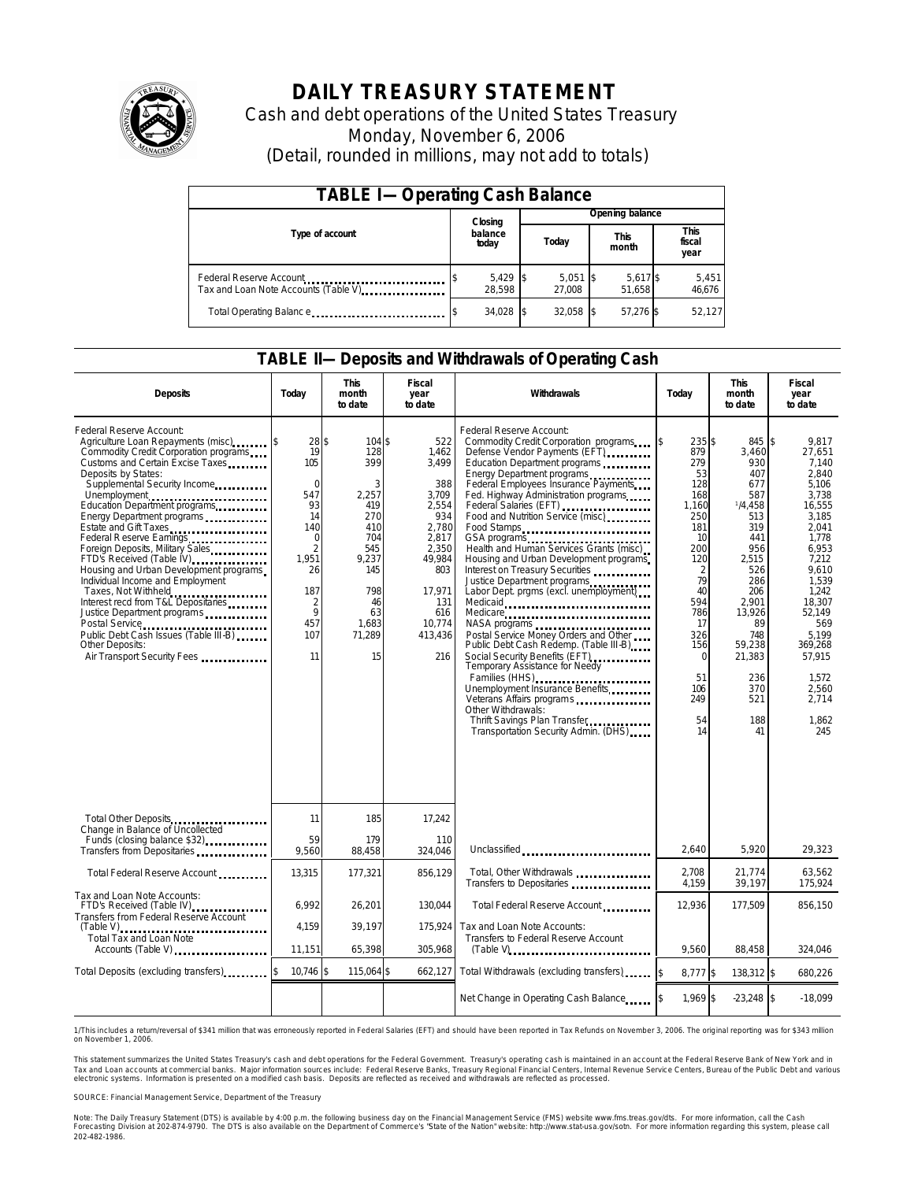# DAILY TREASURY STATEMENT

Cash and debt operations of the United States Treasury

Monday, November 6, 2006

(Detail, rounded in millions, may not add to totals)

## TABLE I—Operating Cash Balance

| Type of account | Closing balance today | Opening balance Today | Opening balance This month | Opening balance This fiscal year |
|---|---|---|---|---|
| Federal Reserve Account | $ 5,429 | $ 5,051 | $ 5,617 | $ 5,451 |
| Tax and Loan Note Accounts (Table V) | 28,598 | 27,008 | 51,658 | 46,676 |
| Total Operating Balance | $ 34,028 | $ 32,058 | $ 57,276 | $ 52,127 |

## TABLE II—Deposits and Withdrawals of Operating Cash

| Deposits | Today | This month to date | Fiscal year to date | Withdrawals | Today | This month to date | Fiscal year to date |
|---|---|---|---|---|---|---|---|
| Federal Reserve Account: | | | | Federal Reserve Account: | | | |
| Agriculture Loan Repayments (misc) | $ 28 | $ 104 | $ 522 | Commodity Credit Corporation programs | $ 235 | $ 845 | $ 9,817 |
| Commodity Credit Corporation programs | 19 | 128 | 1,462 | Defense Vendor Payments (EFT) | 879 | 3,460 | 27,651 |
| Customs and Certain Excise Taxes | 105 | 399 | 3,499 | Education Department programs | 279 | 930 | 7,140 |
| Deposits by States: | | | | Energy Department programs | 53 | 407 | 2,840 |
| Supplemental Security Income | 0 | 3 | 388 | Federal Employees Insurance Payments | 128 | 677 | 5,106 |
| Unemployment | 547 | 2,257 | 3,709 | Fed. Highway Administration programs | 168 | 587 | 3,738 |
| Education Department programs | 93 | 419 | 2,554 | Federal Salaries (EFT) | 1,160 | 1/4,458 | 16,555 |
| Energy Department programs | 14 | 270 | 934 | Food and Nutrition Service (misc) | 250 | 513 | 3,185 |
| Estate and Gift Taxes | 140 | 410 | 2,780 | Food Stamps | 181 | 319 | 2,041 |
| Federal Reserve Earnings | 0 | 704 | 2,817 | GSA programs | 10 | 441 | 1,778 |
| Foreign Deposits, Military Sales | 2 | 545 | 2,350 | Health and Human Services Grants (misc) | 200 | 956 | 6,953 |
| FTD's Received (Table IV) | 1,951 | 9,237 | 49,984 | Housing and Urban Development programs | 120 | 2,515 | 7,212 |
| Housing and Urban Development programs | 26 | 145 | 803 | Interest on Treasury Securities | 2 | 526 | 9,610 |
| Individual Income and Employment Taxes, Not Withheld | 187 | 798 | 17,971 | Justice Department programs | 79 | 286 | 1,539 |
| Interest recd from T&L Depositaries | 2 | 46 | 131 | Labor Dept. prgms (excl. unemployment) | 40 | 206 | 1,242 |
| Justice Department programs | 9 | 63 | 616 | Medicaid | 594 | 2,901 | 18,307 |
| Postal Service | 457 | 1,683 | 10,774 | Medicare | 786 | 13,926 | 52,149 |
| Public Debt Cash Issues (Table III-B) | 107 | 71,289 | 413,436 | NASA programs | 17 | 89 | 569 |
| Other Deposits: | | | | Postal Service Money Orders and Other | 326 | 748 | 5,199 |
| Air Transport Security Fees | 11 | 15 | 216 | Public Debt Cash Redemp. (Table III-B) | 156 | 59,238 | 369,268 |
| | | | | Social Security Benefits (EFT) | 0 | 21,383 | 57,915 |
| | | | | Temporary Assistance for Needy Families (HHS) | 51 | 236 | 1,572 |
| | | | | Unemployment Insurance Benefits | 106 | 370 | 2,560 |
| | | | | Veterans Affairs programs | 249 | 521 | 2,714 |
| | | | | Other Withdrawals: | | | |
| | | | | Thrift Savings Plan Transfer | 54 | 188 | 1,862 |
| | | | | Transportation Security Admin. (DHS) | 14 | 41 | 245 |
| Total Other Deposits | 11 | 185 | 17,242 | | | | |
| Change in Balance of Uncollected Funds (closing balance $32) | 59 | 179 | 110 | | | | |
| Transfers from Depositaries | 9,560 | 88,458 | 324,046 | Unclassified | 2,640 | 5,920 | 29,323 |
| Total Federal Reserve Account | 13,315 | 177,321 | 856,129 | Total, Other Withdrawals | 2,708 | 21,774 | 63,562 |
| | | | | Transfers to Depositaries | 4,159 | 39,197 | 175,924 |
| Tax and Loan Note Accounts: | | | | Total Federal Reserve Account | 12,936 | 177,509 | 856,150 |
| FTD's Received (Table IV) | 6,992 | 26,201 | 130,044 | | | | |
| Transfers from Federal Reserve Account (Table V) | 4,159 | 39,197 | 175,924 | Tax and Loan Note Accounts: | | | |
| Total Tax and Loan Note Accounts (Table V) | 11,151 | 65,398 | 305,968 | Transfers to Federal Reserve Account (Table V) | 9,560 | 88,458 | 324,046 |
| Total Deposits (excluding transfers) | $ 10,746 | $ 115,064 | $ 662,127 | Total Withdrawals (excluding transfers) | $ 8,777 | $ 138,312 | $ 680,226 |
| | | | | Net Change in Operating Cash Balance | $ 1,969 | $ -23,248 | $ -18,099 |

1/This includes a return/reversal of $341 million that was erroneously reported in Federal Salaries (EFT) and should have been reported in Tax Refunds on November 3, 2006. The original reporting was for $343 million on November 1, 2006.

This statement summarizes the United States Treasury's cash and debt operations for the Federal Government. Treasury's operating cash is maintained in an account at the Federal Reserve Bank of New York and in Tax and Loan accounts at commercial banks. Major information sources include: Federal Reserve Banks, Treasury Regional Financial Centers, Internal Revenue Service Centers, Bureau of the Public Debt and various electronic systems. Information is presented on a modified cash basis. Deposits are reflected as received and withdrawals are reflected as processed.

SOURCE: Financial Management Service, Department of the Treasury

Note: The Daily Treasury Statement (DTS) is available by 4:00 p.m. the following business day on the Financial Management Service (FMS) website www.fms.treas.gov/dts. For more information, call the Cash Forecasting Division at 202-874-9790. The DTS is also available on the Department of Commerce's "State of the Nation" website: http://www.stat-usa.gov/sotn. For more information regarding this system, please call 202-482-1986.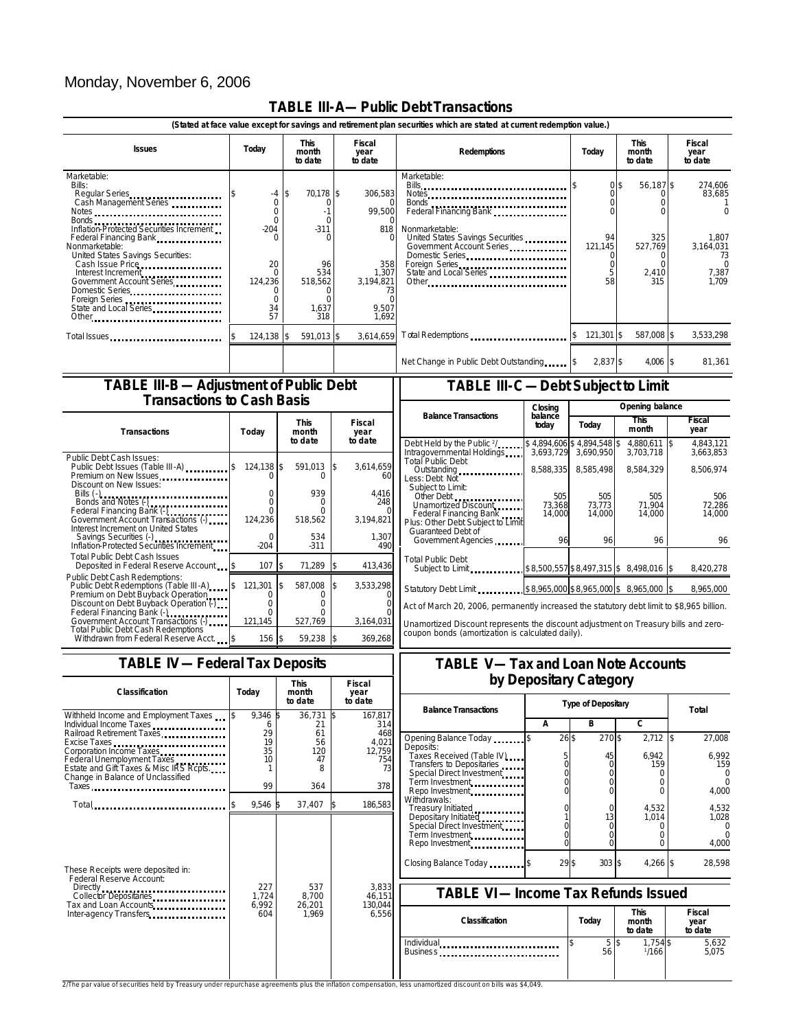Monday, November 6, 2006

## TABLE III-A— Public Debt Transactions

(Stated at face value except for savings and retirement plan securities which are stated at current redemption value.)

| Issues | Today | This month to date | Fiscal year to date | Redemptions | Today | This month to date | Fiscal year to date |
|---|---|---|---|---|---|---|---|
| Marketable: | | | | Marketable: | | | |
| Bills: | | | | Bills | $ 0 | $ 56,187 | $ 274,606 |
| Regular Series | $ -4 | $ 70,178 | $ 306,583 | Notes | 0 | 0 | 83,685 |
| Cash Management Series | 0 | 0 | 0 | Bonds | 0 | 0 | 1 |
| Notes | 0 | -1 | 99,500 | Federal Financing Bank | 0 | 0 | 0 |
| Bonds | 0 | 0 | 0 | | | | |
| Inflation-Protected Securities Increment | -204 | -311 | 818 | Nonmarketable: | | | |
| Federal Financing Bank | 0 | 0 | 0 | United States Savings Securities | 94 | 325 | 1,807 |
| Nonmarketable: | | | | Government Account Series | 121,145 | 527,769 | 3,164,031 |
| United States Savings Securities: | | | | Domestic Series | 0 | 0 | 73 |
| Cash Issue Price | 20 | 96 | 358 | Foreign Series | 0 | 0 | 0 |
| Interest Increment | 0 | 534 | 1,307 | State and Local Series | 5 | 2,410 | 7,387 |
| Government Account Series | 124,236 | 518,562 | 3,194,821 | Other | 58 | 315 | 1,709 |
| Domestic Series | 0 | 0 | 73 | | | | |
| Foreign Series | 0 | 0 | 0 | | | | |
| State and Local Series | 34 | 1,637 | 9,507 | | | | |
| Other | 57 | 318 | 1,692 | | | | |
| Total Issues | $ 124,138 | $ 591,013 | $ 3,614,659 | Total Redemptions | $ 121,301 | $ 587,008 | $ 3,533,298 |
| | | | | Net Change in Public Debt Outstanding | $ 2,837 | $ 4,006 | $ 81,361 |

## TABLE III-B — Adjustment of Public Debt Transactions to Cash Basis

| Transactions | Today | This month to date | Fiscal year to date |
|---|---|---|---|
| Public Debt Cash Issues: | | | |
| Public Debt Issues (Table III-A) | $ 124,138 | $ 591,013 | $ 3,614,659 |
| Premium on New Issues | 0 | 0 | 60 |
| Discount on New Issues: | | | |
| Bills (-) | 0 | 939 | 4,416 |
| Bonds and Notes (-) | 0 | 0 | 248 |
| Federal Financing Bank (-) | 0 | 0 | 0 |
| Government Account Transactions (-) | 124,236 | 518,562 | 3,194,821 |
| Interest Increment on United States Savings Securities (-) | 0 | 534 | 1,307 |
| Inflation-Protected Securities Increment | -204 | -311 | 490 |
| Total Public Debt Cash Issues Deposited in Federal Reserve Account | $ 107 | $ 71,289 | $ 413,436 |
| Public Debt Cash Redemptions: | | | |
| Public Debt Redemptions (Table III-A) | $ 121,301 | $ 587,008 | $ 3,533,298 |
| Premium on Debt Buyback Operation | 0 | 0 | 0 |
| Discount on Debt Buyback Operation (-) | 0 | 0 | 0 |
| Federal Financing Bank (-) | 0 | 0 | 0 |
| Government Account Transactions (-) | 121,145 | 527,769 | 3,164,031 |
| Total Public Debt Cash Redemptions Withdrawn from Federal Reserve Acct. | $ 156 | $ 59,238 | $ 369,268 |

## TABLE III-C — Debt Subject to Limit

| Balance Transactions | Closing balance today | Opening balance Today | Opening balance This month | Opening balance Fiscal year |
|---|---|---|---|---|
| Debt Held by the Public [2] | $ 4,894,606 | $ 4,894,548 | $ 4,880,611 | $ 4,843,121 |
| Intragovernmental Holdings | 3,693,729 | 3,690,950 | 3,703,718 | 3,663,853 |
| Total Public Debt Outstanding | 8,588,335 | 8,585,498 | 8,584,329 | 8,506,974 |
| Less: Debt Not Subject to Limit: | | | | |
| Other Debt | 505 | 505 | 505 | 506 |
| Unamortized Discount | 73,368 | 73,773 | 71,904 | 72,286 |
| Federal Financing Bank | 14,000 | 14,000 | 14,000 | 14,000 |
| Plus: Other Debt Subject to Limit | | | | |
| Guaranteed Debt of Government Agencies | 96 | 96 | 96 | 96 |
| Total Public Debt Subject to Limit | $ 8,500,557 | $ 8,497,315 | $ 8,498,016 | $ 8,420,278 |
| Statutory Debt Limit | $ 8,965,000 | $ 8,965,000 | $ 8,965,000 | $ 8,965,000 |

Act of March 20, 2006, permanently increased the statutory debt limit to $8,965 billion.

Unamortized Discount represents the discount adjustment on Treasury bills and zero-coupon bonds (amortization is calculated daily).

## TABLE IV — Federal Tax Deposits

| Classification | Today | This month to date | Fiscal year to date |
|---|---|---|---|
| Withheld Income and Employment Taxes | $ 9,346 | $ 36,731 | $ 167,817 |
| Individual Income Taxes | 6 | 21 | 314 |
| Railroad Retirement Taxes | 29 | 61 | 468 |
| Excise Taxes | 19 | 56 | 4,021 |
| Corporation Income Taxes | 35 | 120 | 12,759 |
| Federal Unemployment Taxes | 10 | 47 | 754 |
| Estate and Gift Taxes & Misc IRS Rcpts. | 1 | 8 | 73 |
| Change in Balance of Unclassified Taxes | 99 | 364 | 378 |
| Total | $ 9,546 | $ 37,407 | $ 186,583 |
| These Receipts were deposited in: | | | |
| Federal Reserve Account: | | | |
| Directly | 227 | 537 | 3,833 |
| Collector Depositaries | 1,724 | 8,700 | 46,151 |
| Tax and Loan Accounts | 6,992 | 26,201 | 130,044 |
| Inter-agency Transfers | 604 | 1,969 | 6,556 |

## TABLE V— Tax and Loan Note Accounts by Depositary Category

| Balance Transactions | Type of Depositary A | B | C | Total |
|---|---|---|---|---|
| Opening Balance Today | $ 26 | $ 270 | $ 2,712 | $ 27,008 |
| Deposits: | | | | |
| Taxes Received (Table IV) | 5 | 45 | 6,942 | 6,992 |
| Transfers to Depositaries | 0 | 0 | 159 | 159 |
| Special Direct Investment | 0 | 0 | 0 | 0 |
| Term Investment | 0 | 0 | 0 | 0 |
| Repo Investment | 0 | 0 | 0 | 4,000 |
| Withdrawals: | | | | |
| Treasury Initiated | 0 | 0 | 4,532 | 4,532 |
| Depositary Initiated | 1 | 13 | 1,014 | 1,028 |
| Special Direct Investment | 0 | 0 | 0 | 0 |
| Term Investment | 0 | 0 | 0 | 0 |
| Repo Investment | 0 | 0 | 0 | 4,000 |
| Closing Balance Today | $ 29 | $ 303 | $ 4,266 | $ 28,598 |

## TABLE VI— Income Tax Refunds Issued

| Classification | Today | This month to date | Fiscal year to date |
|---|---|---|---|
| Individual | $ 5 | $ 1,754 | $ 5,632 |
| Business | 56 | 1/166 | 5,075 |

2/The par value of securities held by Treasury under repurchase agreements plus the inflation compensation, less unamortized discount on bills was $4,049.